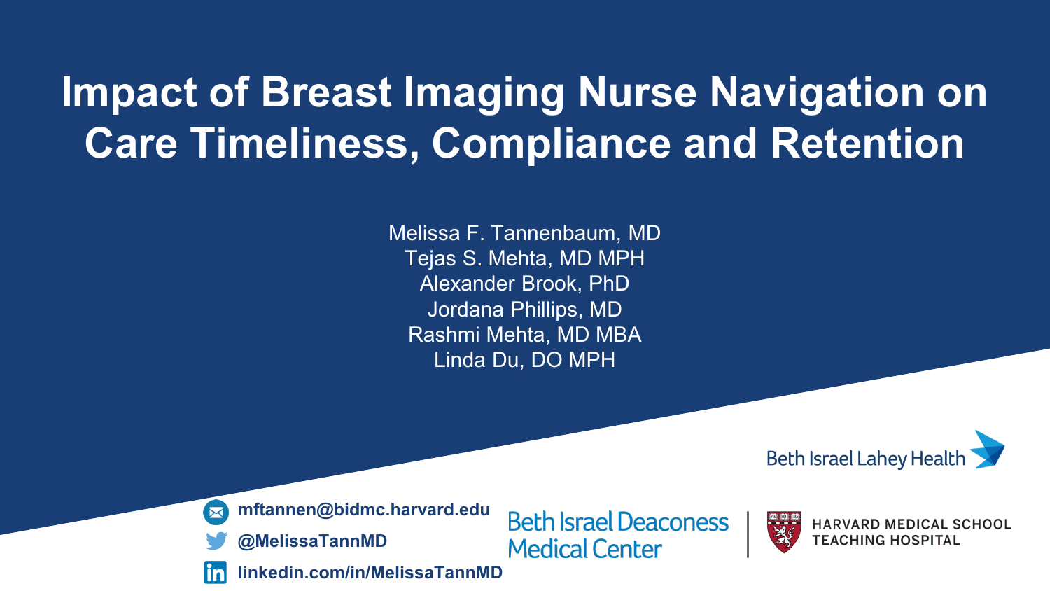# Impact of Breast Imaging Nurse Navigation on Care Timeliness, Compliance and Retention

Melissa F. Tannenbaum, MD
Tejas S. Mehta, MD MPH
Alexander Brook, PhD
Jordana Phillips, MD
Rashmi Mehta, MD MBA
Linda Du, DO MPH

Beth Israel Lahey Health

**mftannen@bidmc.harvard.edu**
**@MelissaTannMD**
**linkedin.com/in/MelissaTannMD**

Beth Israel Deaconess Medical Center

HARVARD MEDICAL SCHOOL TEACHING HOSPITAL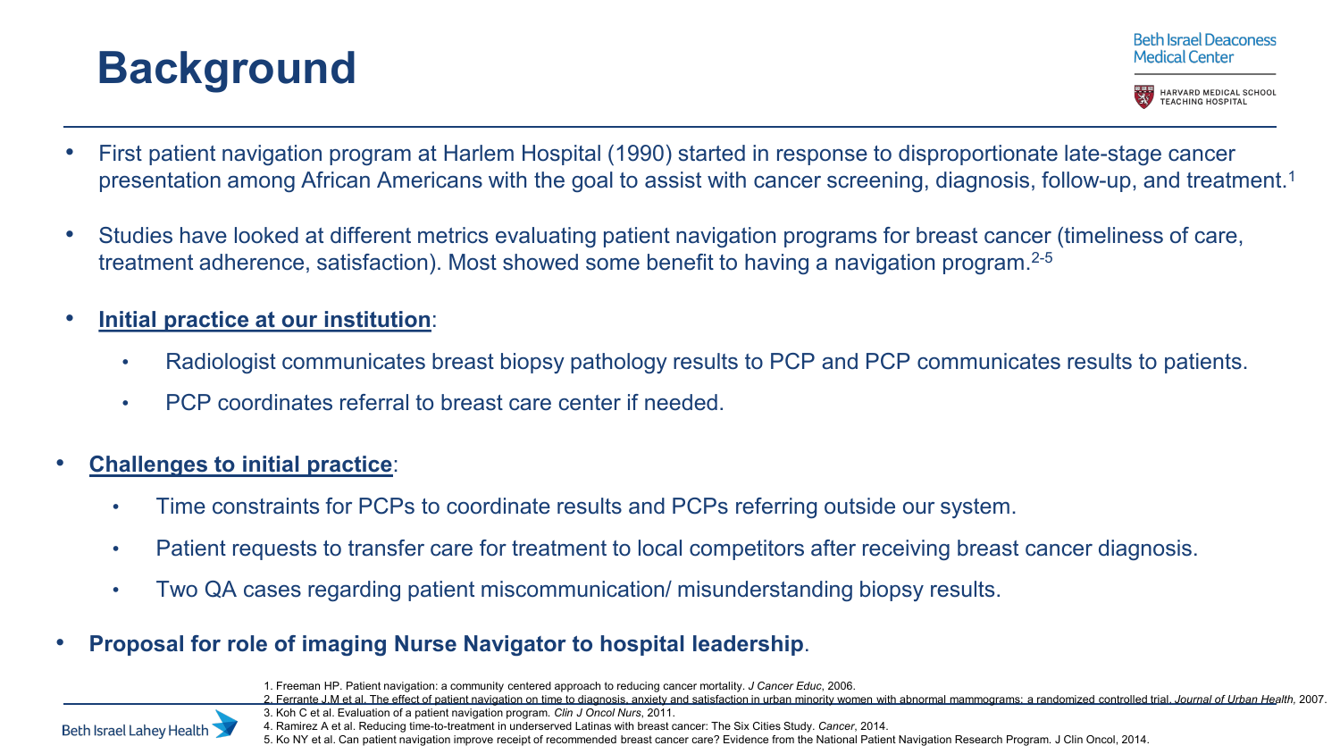# Background

- First patient navigation program at Harlem Hospital (1990) started in response to disproportionate late-stage cancer presentation among African Americans with the goal to assist with cancer screening, diagnosis, follow-up, and treatment.[1]
- Studies have looked at different metrics evaluating patient navigation programs for breast cancer (timeliness of care, treatment adherence, satisfaction). Most showed some benefit to having a navigation program.[2-5]
- **Initial practice at our institution**:
  - Radiologist communicates breast biopsy pathology results to PCP and PCP communicates results to patients.
  - PCP coordinates referral to breast care center if needed.
- **Challenges to initial practice**:
  - Time constraints for PCPs to coordinate results and PCPs referring outside our system.
  - Patient requests to transfer care for treatment to local competitors after receiving breast cancer diagnosis.
  - Two QA cases regarding patient miscommunication/ misunderstanding biopsy results.
- **Proposal for role of imaging Nurse Navigator to hospital leadership**.

1. Freeman HP. Patient navigation: a community centered approach to reducing cancer mortality. *J Cancer Educ*, 2006.
2. Ferrante J.M et al. The effect of patient navigation on time to diagnosis, anxiety and satisfaction in urban minority women with abnormal mammograms: a randomized controlled trial. *Journal of Urban Health*, 2007.
3. Koh C et al. Evaluation of a patient navigation program. *Clin J Oncol Nurs*, 2011.
4. Ramirez A et al. Reducing time-to-treatment in underserved Latinas with breast cancer: The Six Cities Study. *Cancer*, 2014.
5. Ko NY et al. Can patient navigation improve receipt of recommended breast cancer care? Evidence from the National Patient Navigation Research Program. J Clin Oncol, 2014.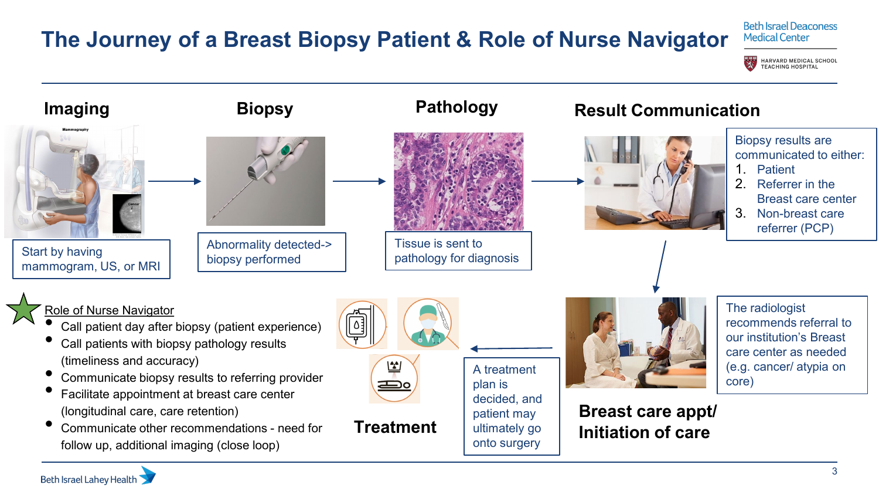# The Journey of a Breast Biopsy Patient & Role of Nurse Navigator

## Imaging

Start by having mammogram, US, or MRI

## Biopsy

Abnormality detected-> biopsy performed

## Pathology

Tissue is sent to pathology for diagnosis

## Result Communication

Biopsy results are communicated to either:

1. Patient
2. Referrer in the Breast care center
3. Non-breast care referrer (PCP)

## Breast care appt/ Initiation of care

The radiologist recommends referral to our institution's Breast care center as needed (e.g. cancer/ atypia on core)

## Treatment

A treatment plan is decided, and patient may ultimately go onto surgery

### Role of Nurse Navigator

- Call patient day after biopsy (patient experience)
- Call patients with biopsy pathology results (timeliness and accuracy)
- Communicate biopsy results to referring provider
- Facilitate appointment at breast care center (longitudinal care, care retention)
- Communicate other recommendations - need for follow up, additional imaging (close loop)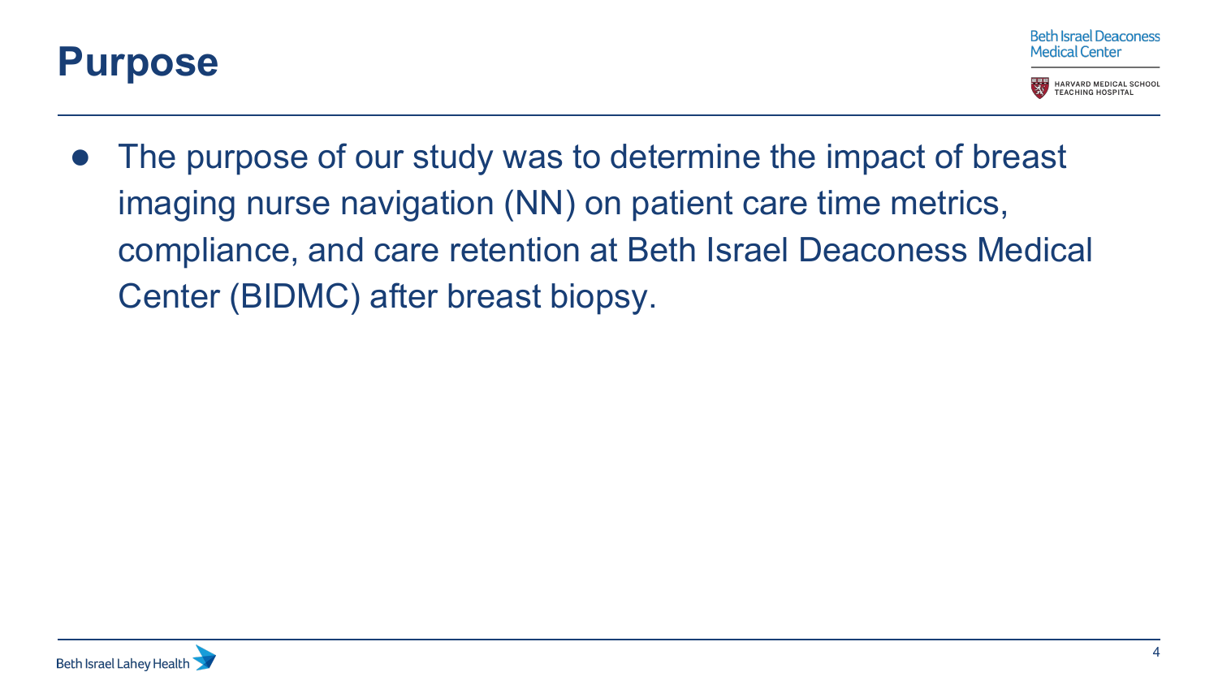# Purpose

- The purpose of our study was to determine the impact of breast imaging nurse navigation (NN) on patient care time metrics, compliance, and care retention at Beth Israel Deaconess Medical Center (BIDMC) after breast biopsy.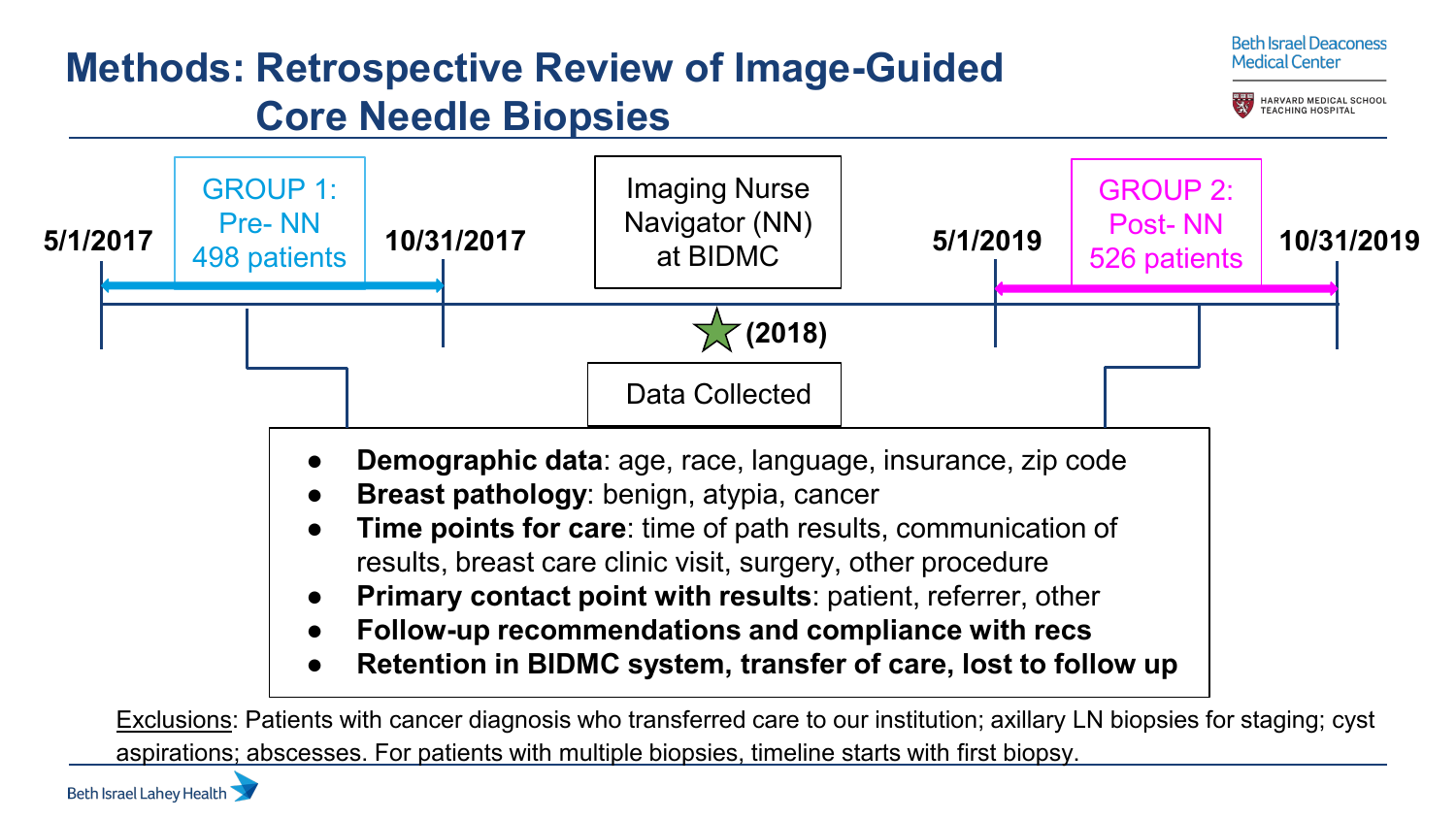# Methods: Retrospective Review of Image-Guided Core Needle Biopsies

5/1/2017

GROUP 1:
Pre- NN
498 patients

10/31/2017

Imaging Nurse Navigator (NN) at BIDMC

(2018)

5/1/2019

GROUP 2:
Post- NN
526 patients

10/31/2019

Data Collected

- **Demographic data**: age, race, language, insurance, zip code
- **Breast pathology**: benign, atypia, cancer
- **Time points for care**: time of path results, communication of results, breast care clinic visit, surgery, other procedure
- **Primary contact point with results**: patient, referrer, other
- **Follow-up recommendations and compliance with recs**
- **Retention in BIDMC system, transfer of care, lost to follow up**

Exclusions: Patients with cancer diagnosis who transferred care to our institution; axillary LN biopsies for staging; cyst aspirations; abscesses. For patients with multiple biopsies, timeline starts with first biopsy.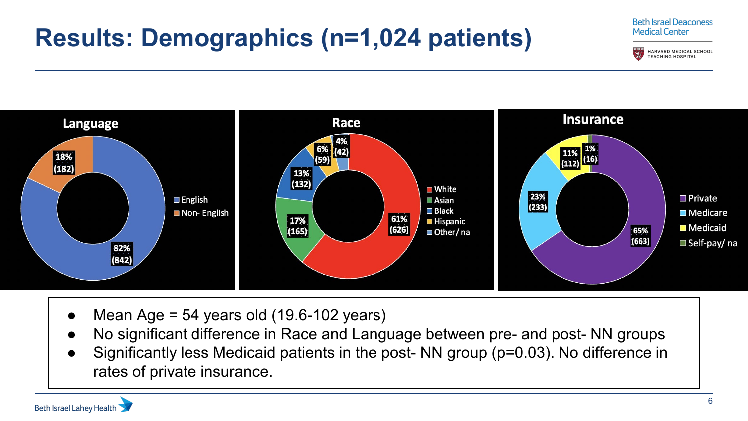# Results: Demographics (n=1,024 patients)

## Language

18% (182)

82% (842)

English

Non- English

## Race

4% (42)

6% (59)

13% (132)

17% (165)

61% (626)

White

Asian

Black

Hispanic

Other/ na

## Insurance

11% (112)

1% (16)

23% (233)

65% (663)

Private

Medicare

Medicaid

Self-pay/ na

- Mean Age = 54 years old (19.6-102 years)
- No significant difference in Race and Language between pre- and post- NN groups
- Significantly less Medicaid patients in the post- NN group ($p=0.03$). No difference in rates of private insurance.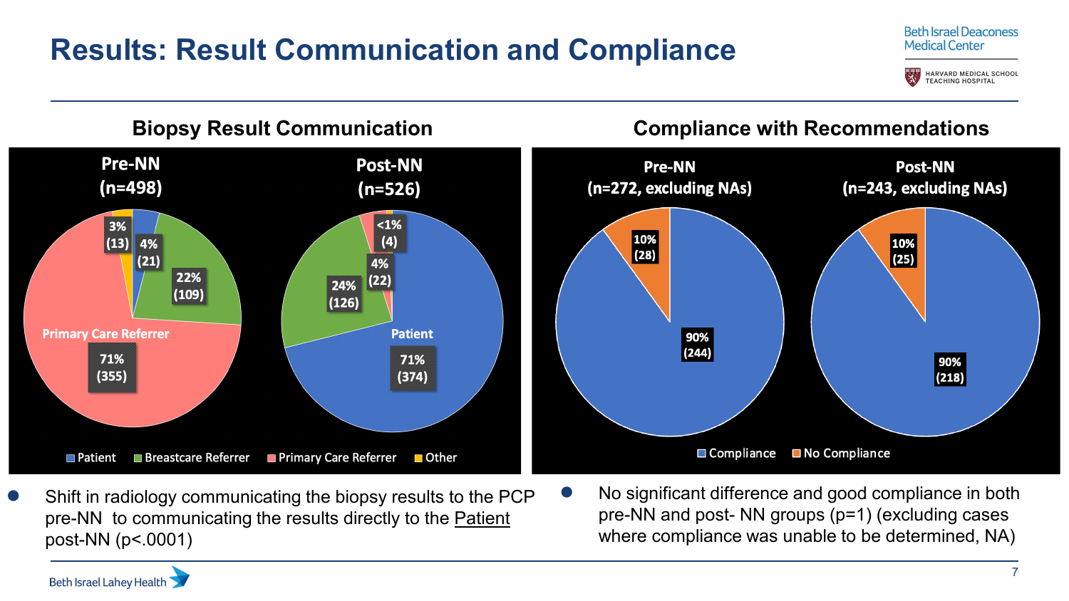# Results: Result Communication and Compliance

## Biopsy Result Communication

Pre-NN
(n=498)

3% (13)
4% (21)
22% (109)
Primary Care Referrer
71% (355)

Post-NN
(n=526)

<1% (4)
4% (22)
24% (126)
Patient
71% (374)

Patient | Breastcare Referrer | Primary Care Referrer | Other

- Shift in radiology communicating the biopsy results to the PCP pre-NN to communicating the results directly to the Patient post-NN ($p<.0001$)

## Compliance with Recommendations

Pre-NN
(n=272, excluding NAs)

10% (28)
90% (244)

Post-NN
(n=243, excluding NAs)

10% (25)
90% (218)

Compliance | No Compliance

- No significant difference and good compliance in both pre-NN and post- NN groups ($p=1$) (excluding cases where compliance was unable to be determined, NA)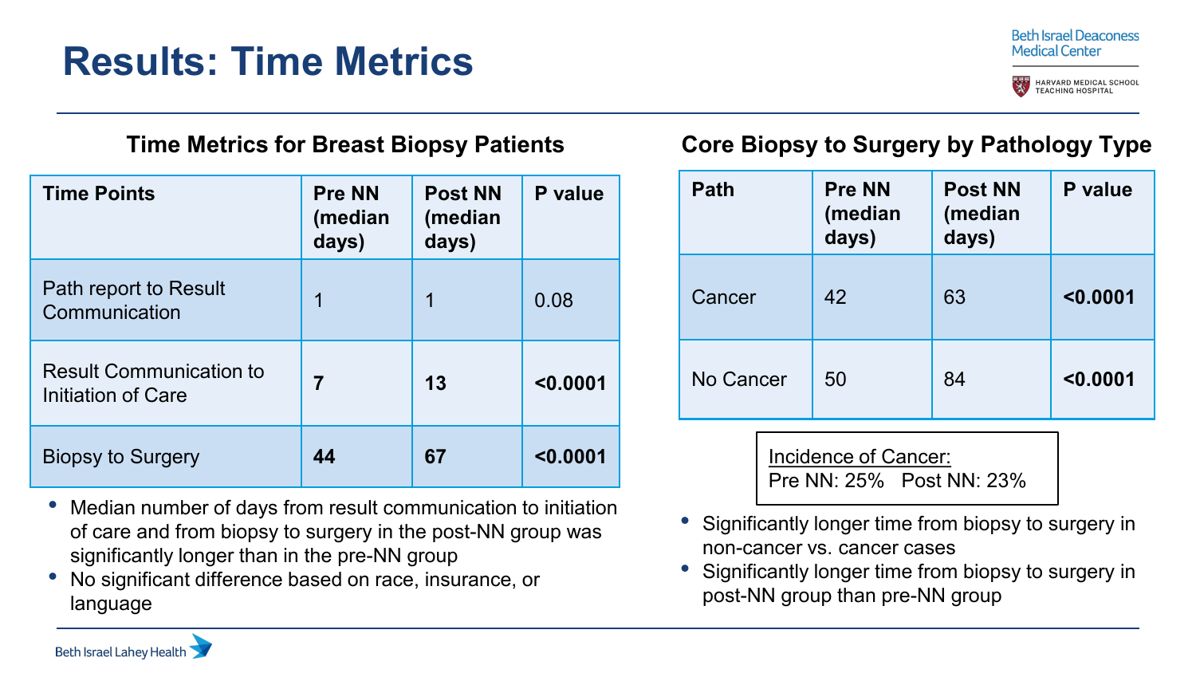# Results: Time Metrics

### Time Metrics for Breast Biopsy Patients

| Time Points | Pre NN (median days) | Post NN (median days) | P value |
|---|---|---|---|
| Path report to Result Communication | 1 | 1 | 0.08 |
| Result Communication to Initiation of Care | **7** | **13** | **<0.0001** |
| Biopsy to Surgery | **44** | **67** | **<0.0001** |

- Median number of days from result communication to initiation of care and from biopsy to surgery in the post-NN group was significantly longer than in the pre-NN group
- No significant difference based on race, insurance, or language

### Core Biopsy to Surgery by Pathology Type

| Path | Pre NN (median days) | Post NN (median days) | P value |
|---|---|---|---|
| Cancer | 42 | 63 | **<0.0001** |
| No Cancer | 50 | 84 | **<0.0001** |

Incidence of Cancer:
Pre NN: 25%   Post NN: 23%

- Significantly longer time from biopsy to surgery in non-cancer vs. cancer cases
- Significantly longer time from biopsy to surgery in post-NN group than pre-NN group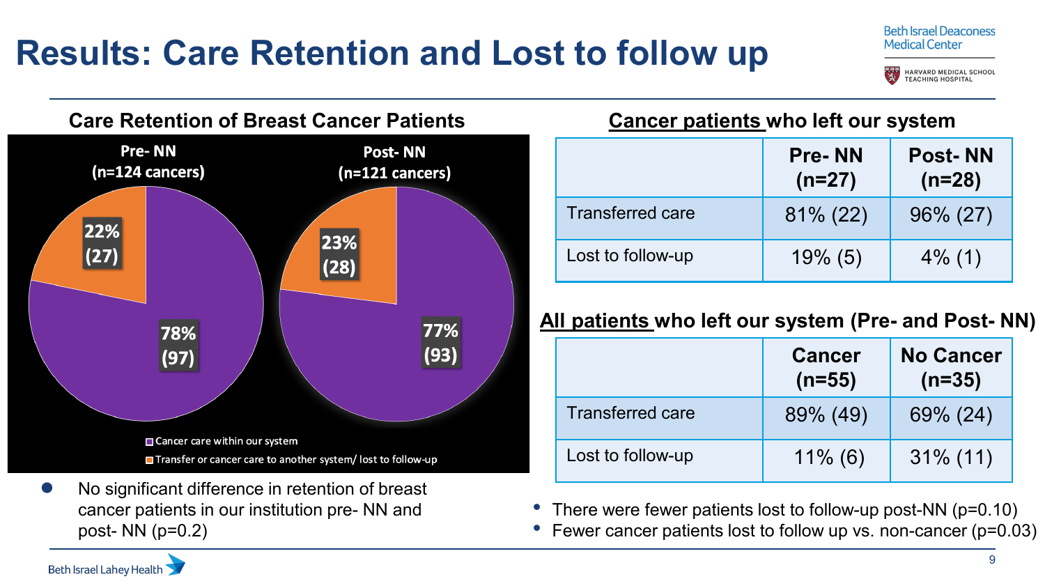# Results: Care Retention and Lost to follow up

## Care Retention of Breast Cancer Patients

Pre- NN (n=124 cancers)

22% (27)

78% (97)

Post- NN (n=121 cancers)

23% (28)

77% (93)

Cancer care within our system

Transfer or cancer care to another system/ lost to follow-up

- No significant difference in retention of breast cancer patients in our institution pre- NN and post- NN (p=0.2)

## Cancer patients who left our system

| | Pre- NN (n=27) | Post- NN (n=28) |
|---|---|---|
| Transferred care | 81% (22) | 96% (27) |
| Lost to follow-up | 19% (5) | 4% (1) |

## All patients who left our system (Pre- and Post- NN)

| | Cancer (n=55) | No Cancer (n=35) |
|---|---|---|
| Transferred care | 89% (49) | 69% (24) |
| Lost to follow-up | 11% (6) | 31% (11) |

- There were fewer patients lost to follow-up post-NN (p=0.10)
- Fewer cancer patients lost to follow up vs. non-cancer (p=0.03)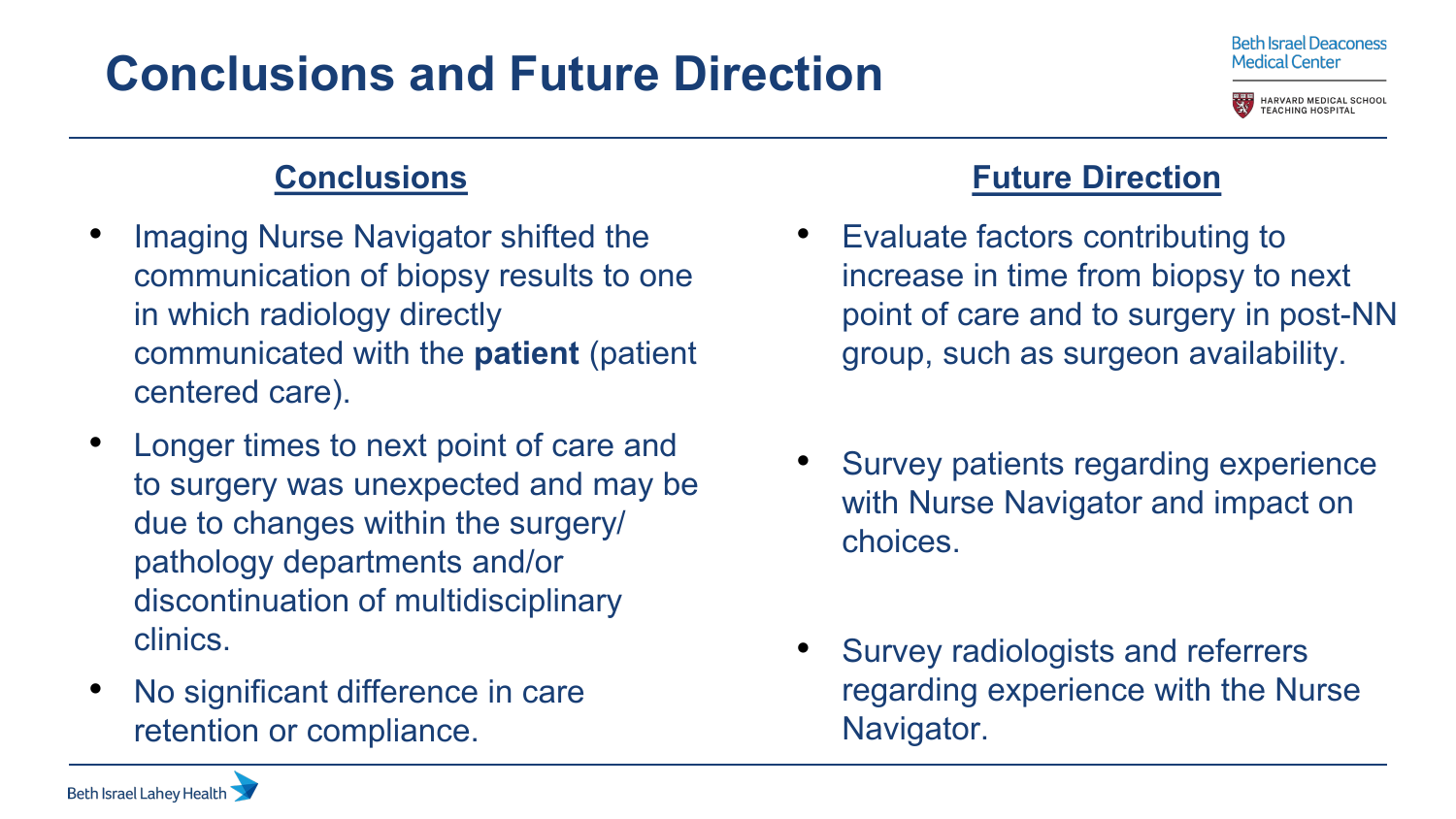# Conclusions and Future Direction

## Conclusions

- Imaging Nurse Navigator shifted the communication of biopsy results to one in which radiology directly communicated with the **patient** (patient centered care).
- Longer times to next point of care and to surgery was unexpected and may be due to changes within the surgery/ pathology departments and/or discontinuation of multidisciplinary clinics.
- No significant difference in care retention or compliance.

## Future Direction

- Evaluate factors contributing to increase in time from biopsy to next point of care and to surgery in post-NN group, such as surgeon availability.
- Survey patients regarding experience with Nurse Navigator and impact on choices.
- Survey radiologists and referrers regarding experience with the Nurse Navigator.